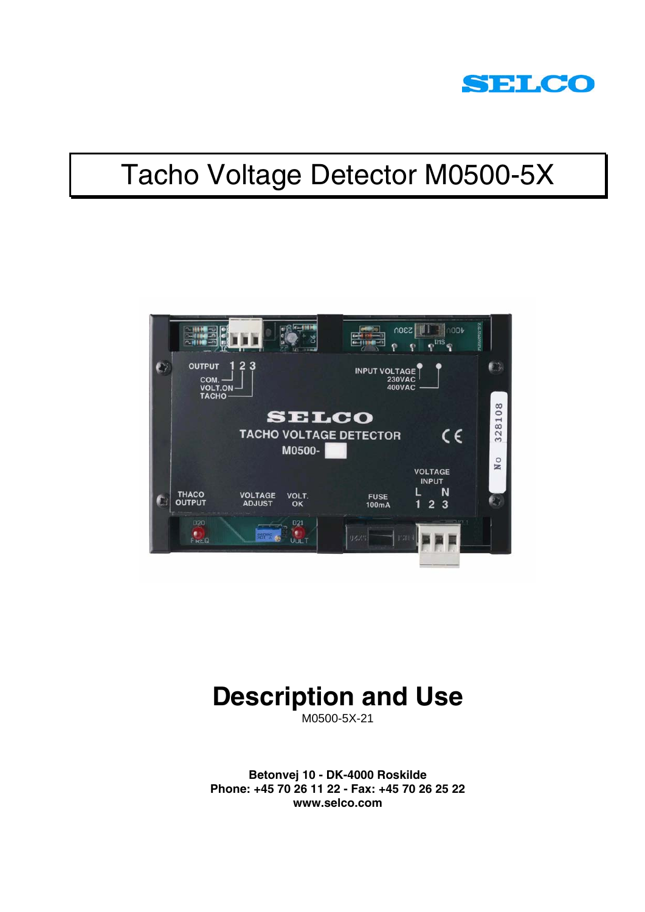SELCO

# Tacho Voltage Detector M0500-5X

# Description and Use

M0500-5X-21

**Betonvej 10 - DK-4000 Roskilde**
**Phone: +45 70 26 11 22 - Fax: +45 70 26 25 22**
**www.selco.com**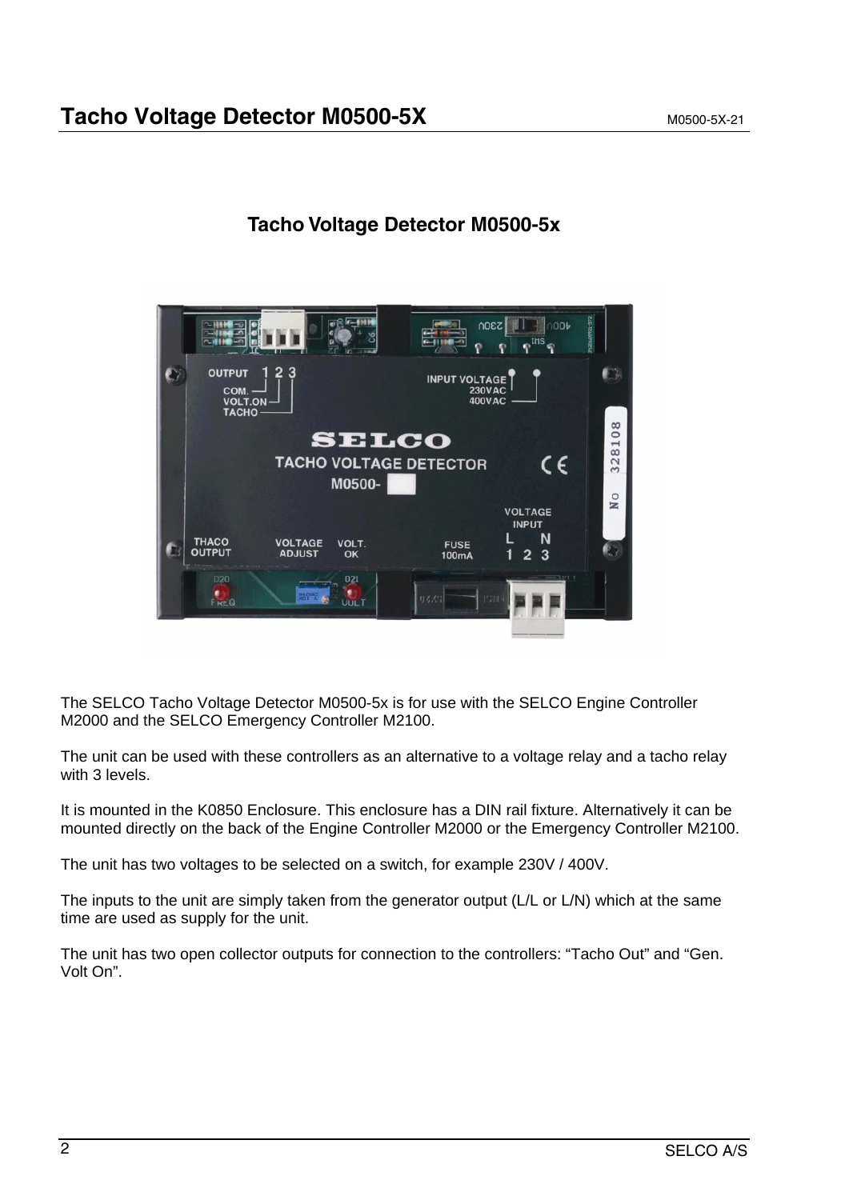## Tacho Voltage Detector M0500-5x

The SELCO Tacho Voltage Detector M0500-5x is for use with the SELCO Engine Controller M2000 and the SELCO Emergency Controller M2100.

The unit can be used with these controllers as an alternative to a voltage relay and a tacho relay with 3 levels.

It is mounted in the K0850 Enclosure. This enclosure has a DIN rail fixture. Alternatively it can be mounted directly on the back of the Engine Controller M2000 or the Emergency Controller M2100.

The unit has two voltages to be selected on a switch, for example 230V / 400V.

The inputs to the unit are simply taken from the generator output (L/L or L/N) which at the same time are used as supply for the unit.

The unit has two open collector outputs for connection to the controllers: “Tacho Out” and “Gen. Volt On”.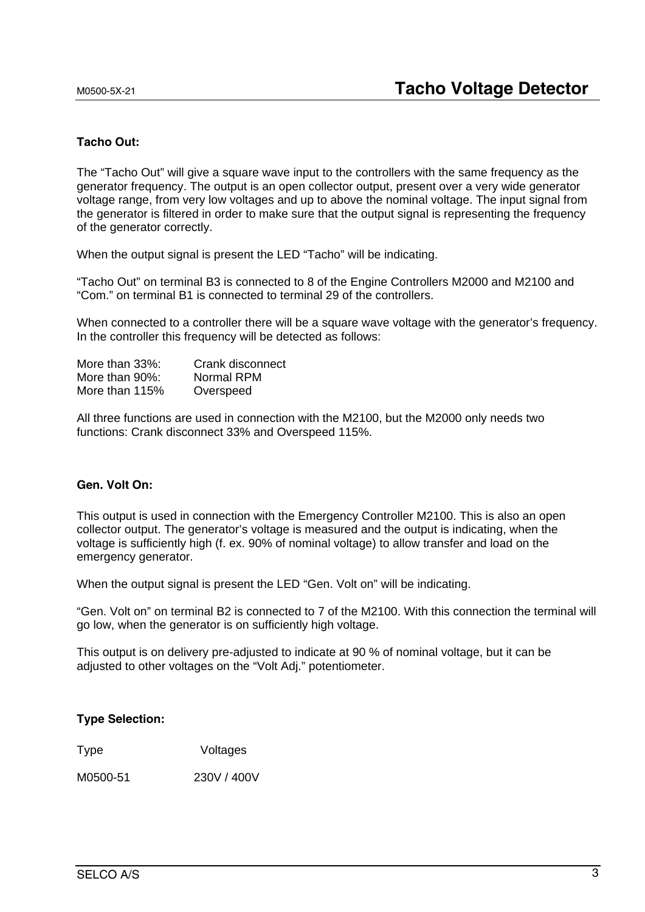**Tacho Out:**

The “Tacho Out” will give a square wave input to the controllers with the same frequency as the generator frequency. The output is an open collector output, present over a very wide generator voltage range, from very low voltages and up to above the nominal voltage. The input signal from the generator is filtered in order to make sure that the output signal is representing the frequency of the generator correctly.

When the output signal is present the LED “Tacho” will be indicating.

“Tacho Out” on terminal B3 is connected to 8 of the Engine Controllers M2000 and M2100 and “Com.” on terminal B1 is connected to terminal 29 of the controllers.

When connected to a controller there will be a square wave voltage with the generator’s frequency. In the controller this frequency will be detected as follows:

| | |
|---|---|
| More than 33%: | Crank disconnect |
| More than 90%: | Normal RPM |
| More than 115% | Overspeed |

All three functions are used in connection with the M2100, but the M2000 only needs two functions: Crank disconnect 33% and Overspeed 115%.

**Gen. Volt On:**

This output is used in connection with the Emergency Controller M2100. This is also an open collector output. The generator’s voltage is measured and the output is indicating, when the voltage is sufficiently high (f. ex. 90% of nominal voltage) to allow transfer and load on the emergency generator.

When the output signal is present the LED “Gen. Volt on” will be indicating.

“Gen. Volt on” on terminal B2 is connected to 7 of the M2100. With this connection the terminal will go low, when the generator is on sufficiently high voltage.

This output is on delivery pre-adjusted to indicate at 90 % of nominal voltage, but it can be adjusted to other voltages on the “Volt Adj.” potentiometer.

**Type Selection:**

| Type | Voltages |
|---|---|
| M0500-51 | 230V / 400V |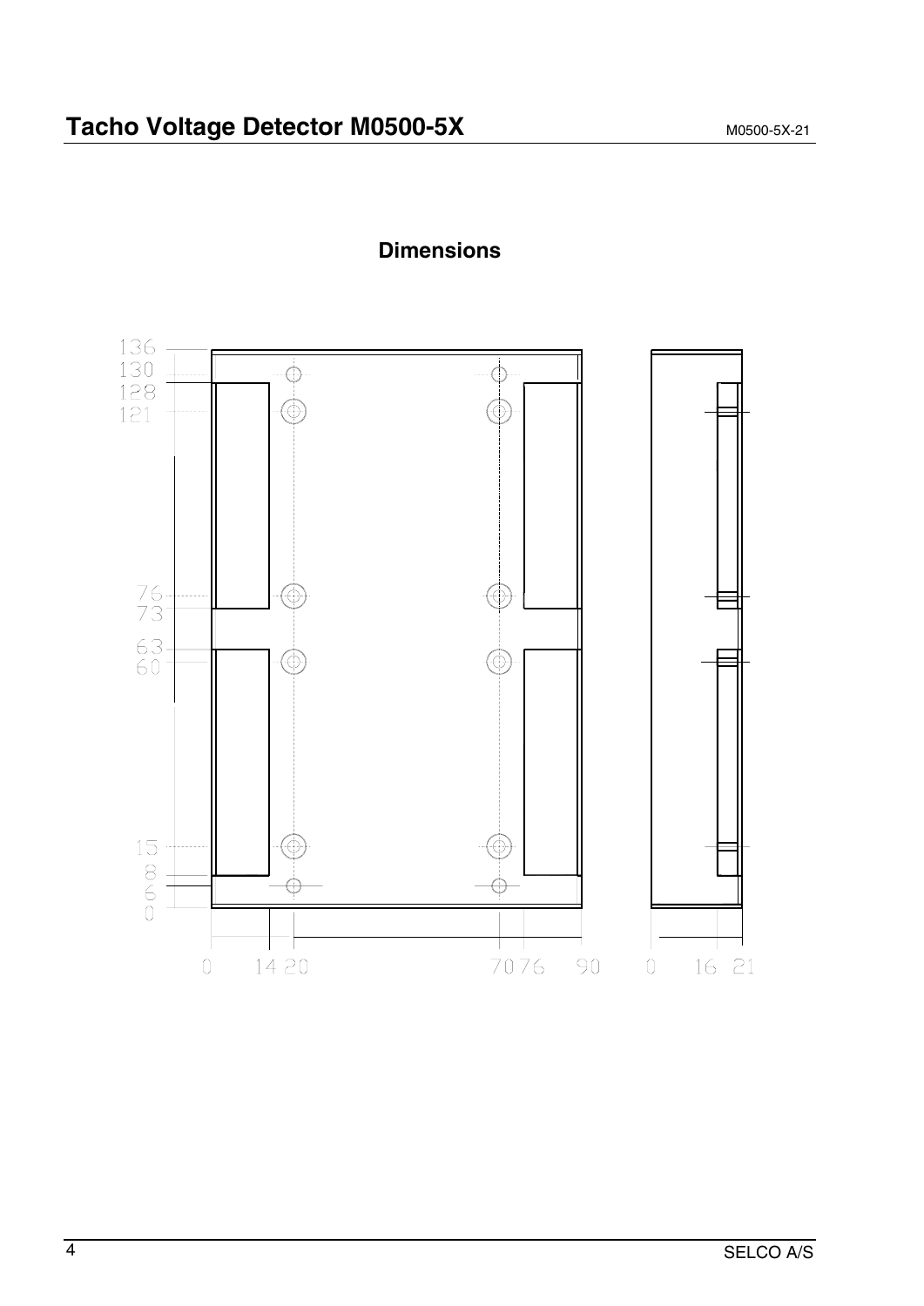## Dimensions

136
130
128
121
76
73
63
60
15
8
6
0

0 14 20 70 76 90

0 16 21